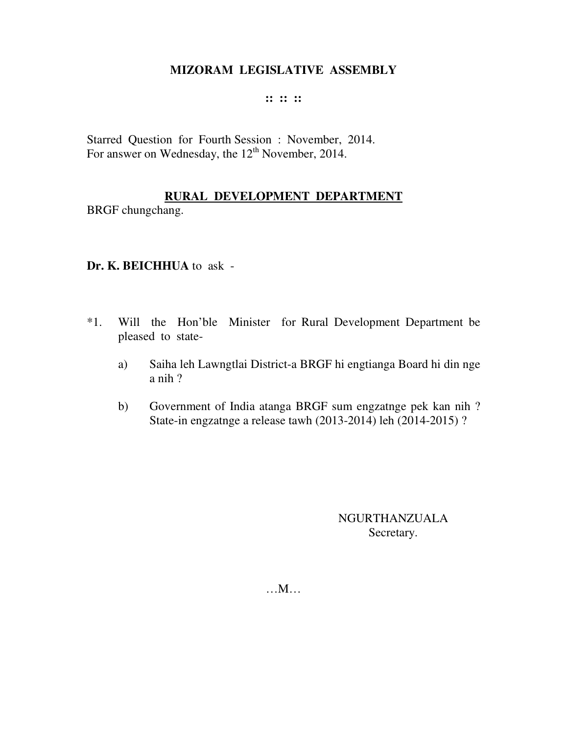# MIZORAM LEGISLATIVE ASSEMBLY

:: :: ::

Starred Question for Fourth Session : November, 2014.
For answer on Wednesday, the 12th November, 2014.

## RURAL DEVELOPMENT DEPARTMENT

BRGF chungchang.

**Dr. K. BEICHHUA** to ask -

*1. Will the Hon'ble Minister for Rural Development Department be pleased to state-

a) Saiha leh Lawngtlai District-a BRGF hi engtianga Board hi din nge a nih ?

b) Government of India atanga BRGF sum engzatnge pek kan nih ? State-in engzatnge a release tawh (2013-2014) leh (2014-2015) ?

NGURTHANZUALA
Secretary.

…M…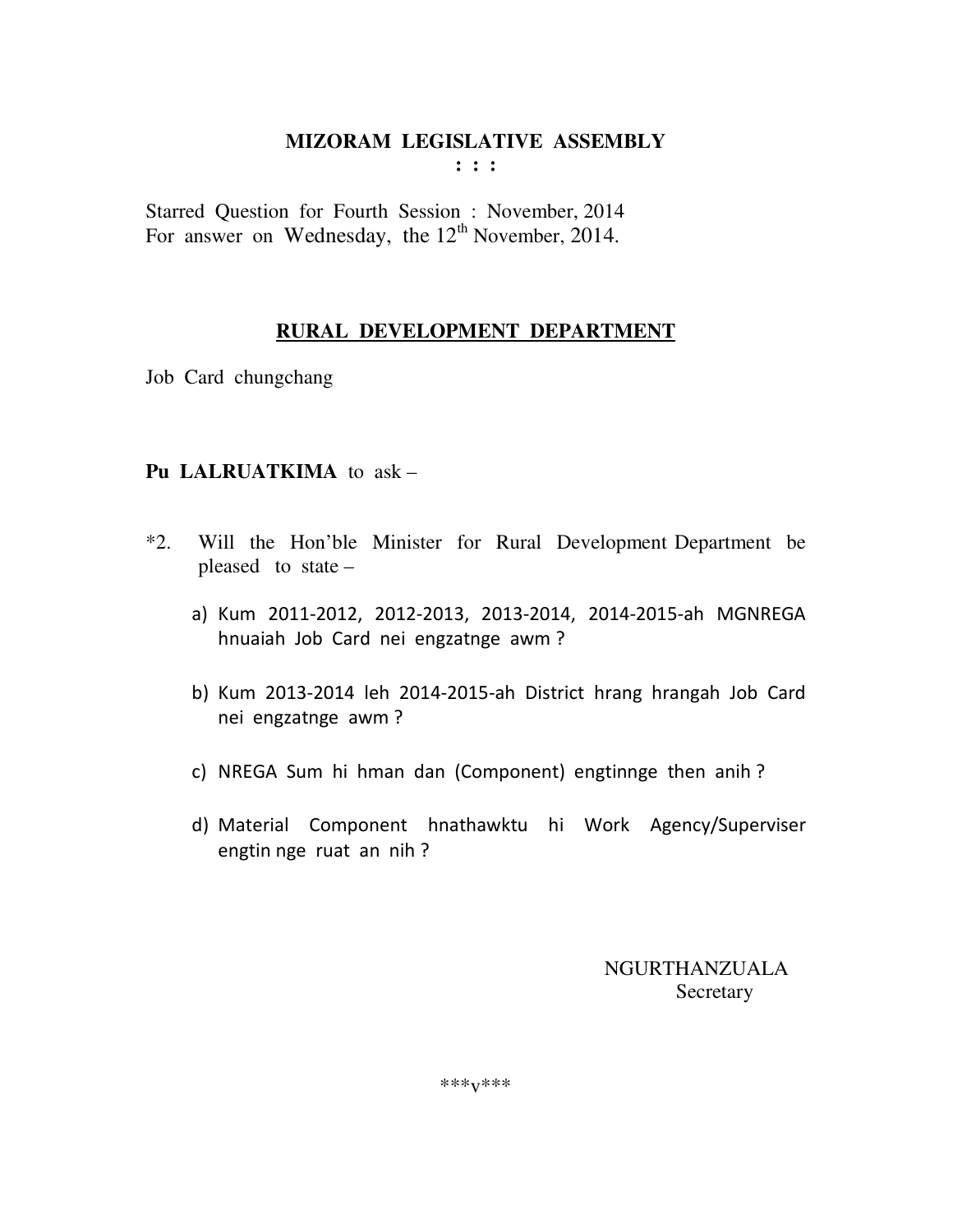# MIZORAM LEGISLATIVE ASSEMBLY

**: : :**

Starred Question for Fourth Session : November, 2014
For answer on Wednesday, the 12th November, 2014.

## RURAL DEVELOPMENT DEPARTMENT

Job Card chungchang

**Pu LALRUATKIMA** to ask –

*2. Will the Hon'ble Minister for Rural Development Department be pleased to state –

a) Kum 2011-2012, 2012-2013, 2013-2014, 2014-2015-ah MGNREGA hnuaiah Job Card nei engzatnge awm ?

b) Kum 2013-2014 leh 2014-2015-ah District hrang hrangah Job Card nei engzatnge awm ?

c) NREGA Sum hi hman dan (Component) engtinnge then anih ?

d) Material Component hnathawktu hi Work Agency/Superviser engtin nge ruat an nih ?

NGURTHANZUALA
Secretary

***v***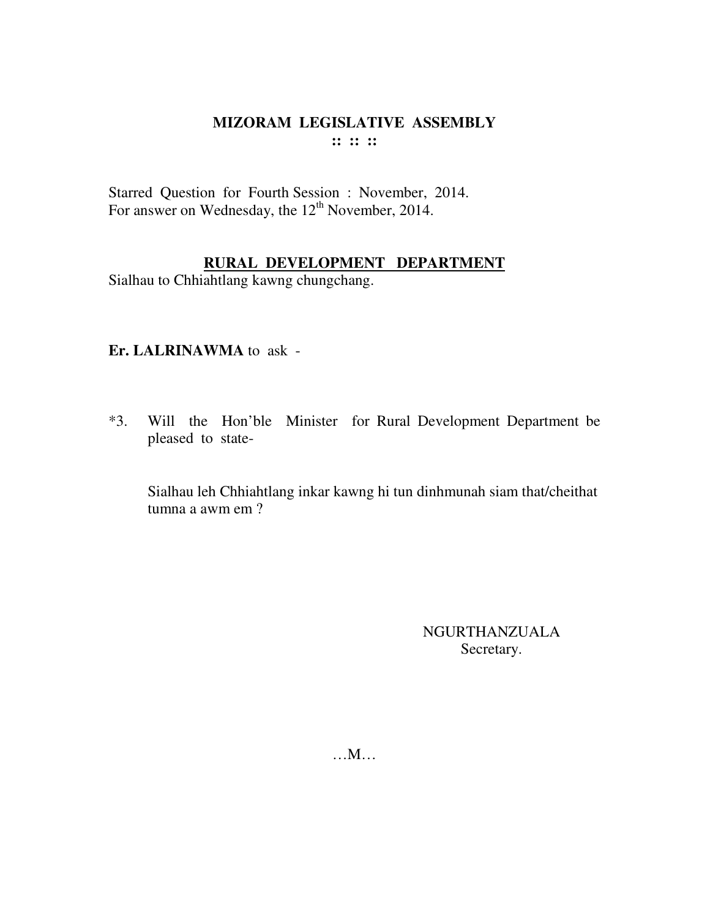# MIZORAM LEGISLATIVE ASSEMBLY

:: :: ::

Starred Question for Fourth Session : November, 2014.
For answer on Wednesday, the 12th November, 2014.

## RURAL DEVELOPMENT DEPARTMENT

Sialhau to Chhiahtlang kawng chungchang.

**Er. LALRINAWMA** to ask -

*3. Will the Hon'ble Minister for Rural Development Department be pleased to state-

Sialhau leh Chhiahtlang inkar kawng hi tun dinhmunah siam that/cheithat tumna a awm em ?

NGURTHANZUALA
Secretary.

…M…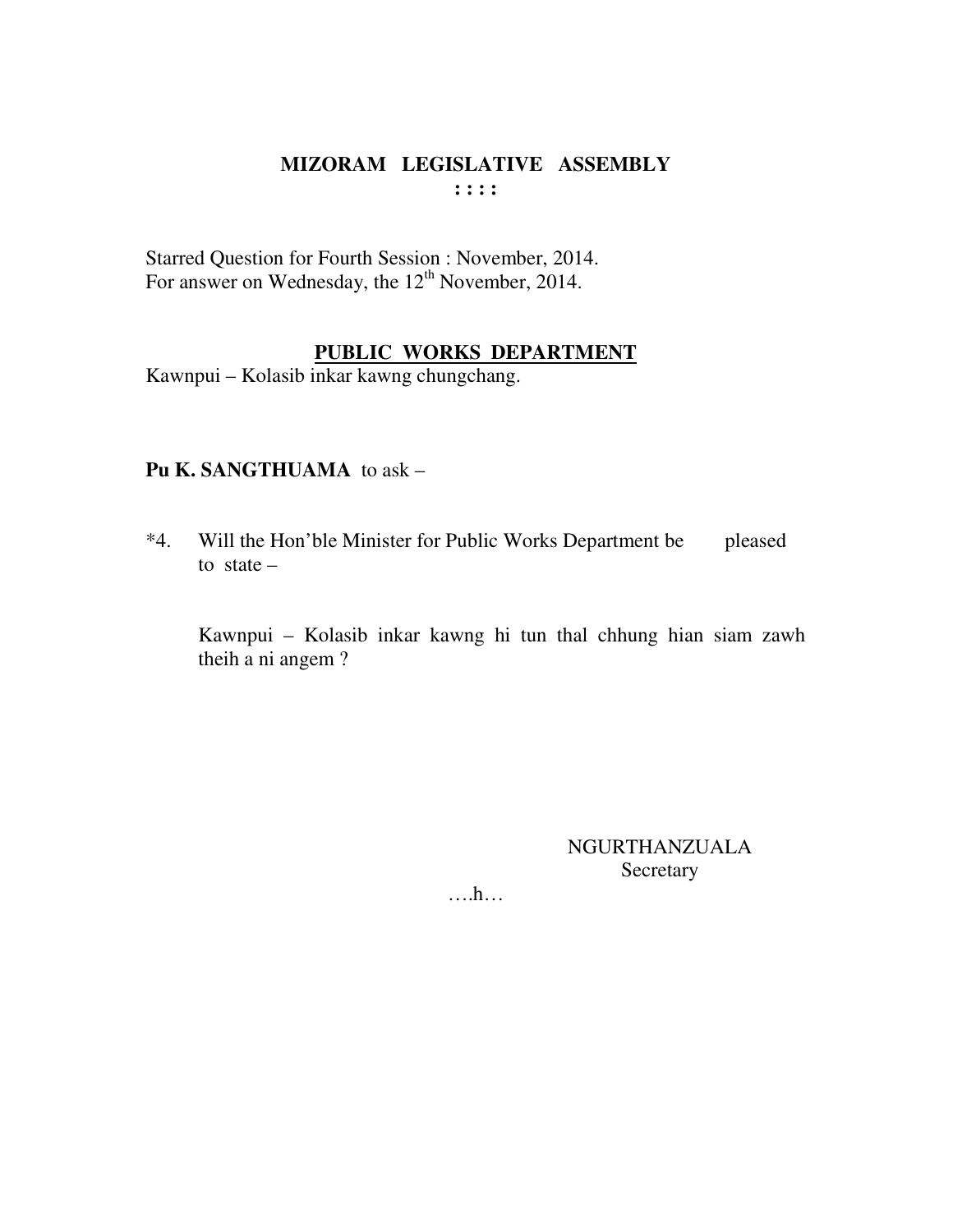# MIZORAM LEGISLATIVE ASSEMBLY

**: : : :**

Starred Question for Fourth Session : November, 2014.
For answer on Wednesday, the 12th November, 2014.

## PUBLIC WORKS DEPARTMENT

Kawnpui – Kolasib inkar kawng chungchang.

**Pu K. SANGTHUAMA** to ask –

*4. Will the Hon'ble Minister for Public Works Department be pleased to state –

Kawnpui – Kolasib inkar kawng hi tun thal chhung hian siam zawh theih a ni angem ?

NGURTHANZUALA
Secretary

….h…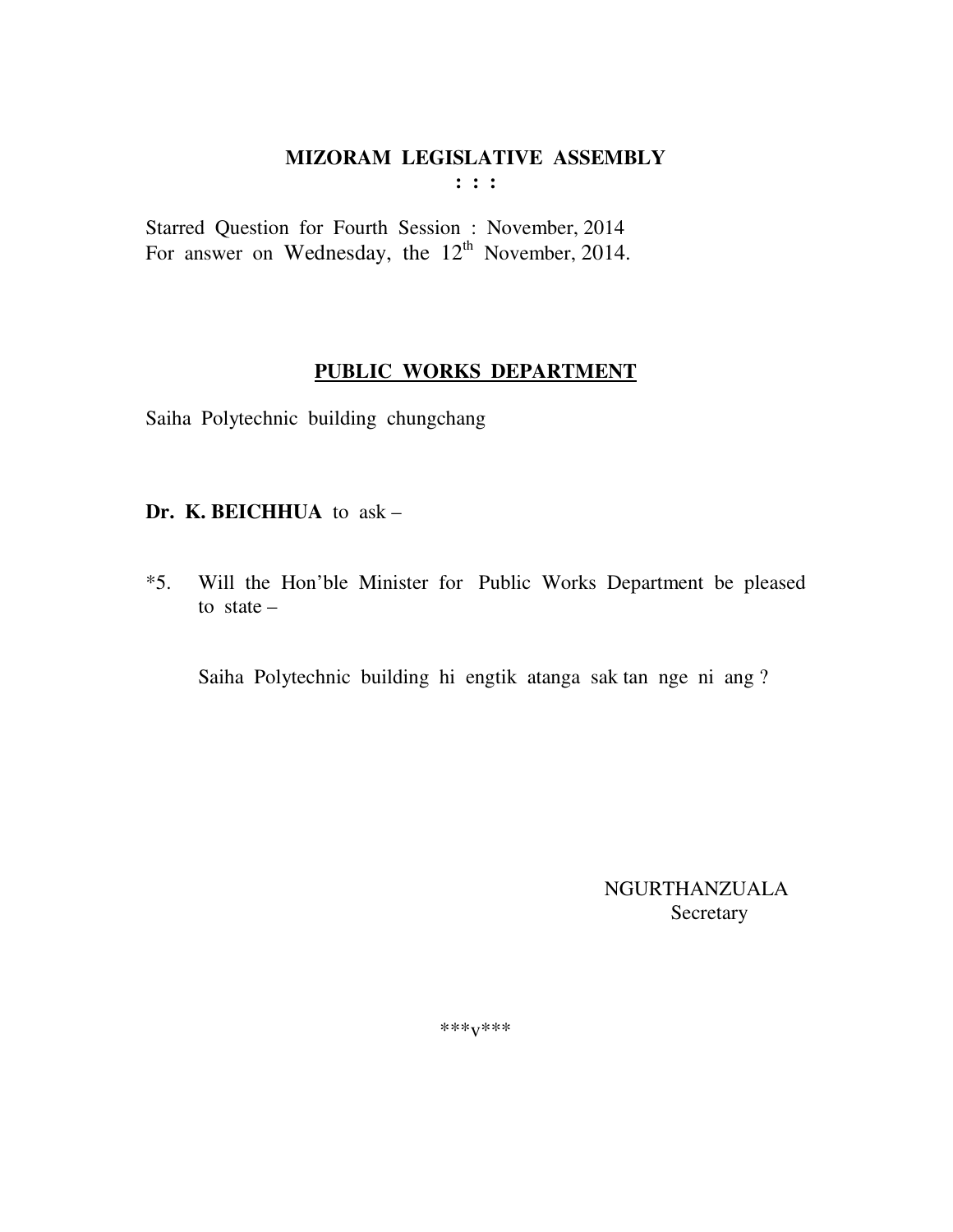# MIZORAM LEGISLATIVE ASSEMBLY

**: : :**

Starred Question for Fourth Session : November, 2014
For answer on Wednesday, the 12th November, 2014.

## PUBLIC WORKS DEPARTMENT

Saiha Polytechnic building chungchang

**Dr. K. BEICHHUA** to ask –

*5. Will the Hon'ble Minister for Public Works Department be pleased to state –

Saiha Polytechnic building hi engtik atanga sak tan nge ni ang ?

NGURTHANZUALA
Secretary

***v***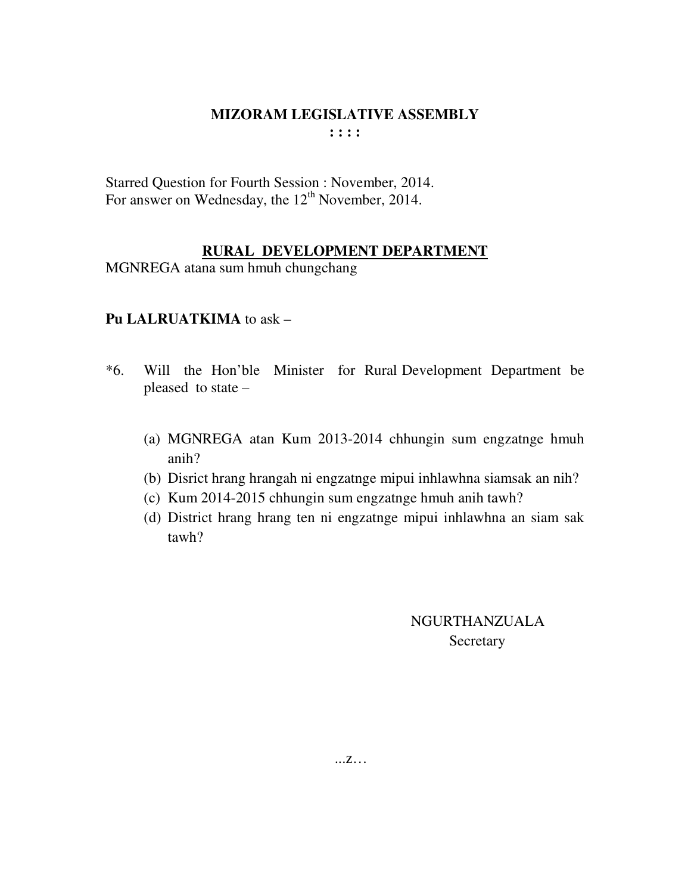# MIZORAM LEGISLATIVE ASSEMBLY

**: : : :**

Starred Question for Fourth Session : November, 2014.
For answer on Wednesday, the 12th November, 2014.

## RURAL DEVELOPMENT DEPARTMENT

MGNREGA atana sum hmuh chungchang

**Pu LALRUATKIMA** to ask –

*6. Will the Hon'ble Minister for Rural Development Department be pleased to state –

(a) MGNREGA atan Kum 2013-2014 chhungin sum engzatnge hmuh anih?
(b) Disrict hrang hrangah ni engzatnge mipui inhlawhna siamsak an nih?
(c) Kum 2014-2015 chhungin sum engzatnge hmuh anih tawh?
(d) District hrang hrang ten ni engzatnge mipui inhlawhna an siam sak tawh?

NGURTHANZUALA
Secretary

...z…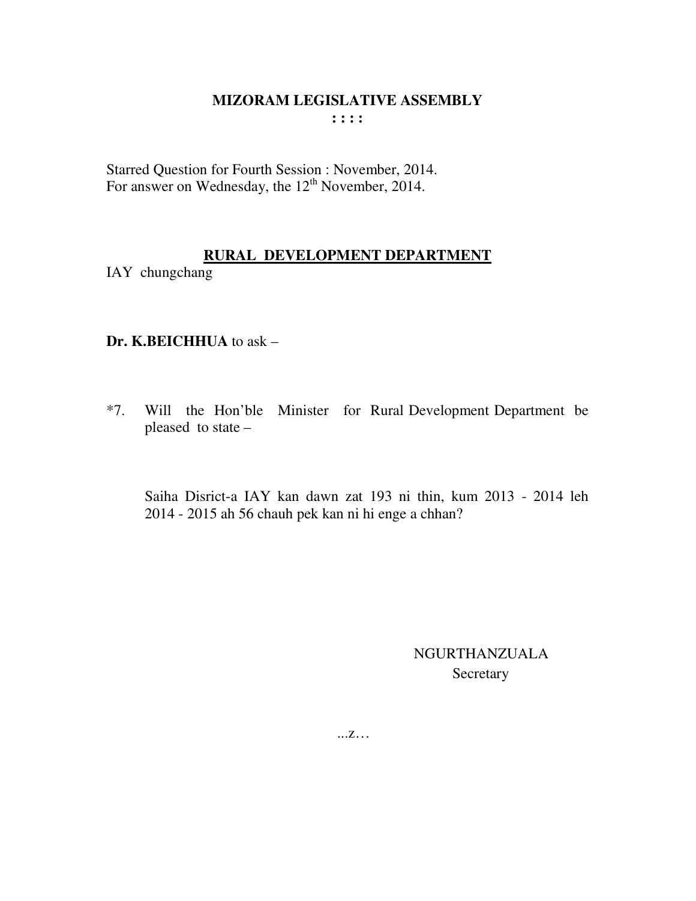# MIZORAM LEGISLATIVE ASSEMBLY

**: : : :**

Starred Question for Fourth Session : November, 2014.
For answer on Wednesday, the 12th November, 2014.

## RURAL DEVELOPMENT DEPARTMENT

IAY chungchang

**Dr. K.BEICHHUA** to ask –

*7. Will the Hon'ble Minister for Rural Development Department be pleased to state –

Saiha Disrict-a IAY kan dawn zat 193 ni thin, kum 2013 - 2014 leh 2014 - 2015 ah 56 chauh pek kan ni hi enge a chhan?

NGURTHANZUALA
Secretary

...z…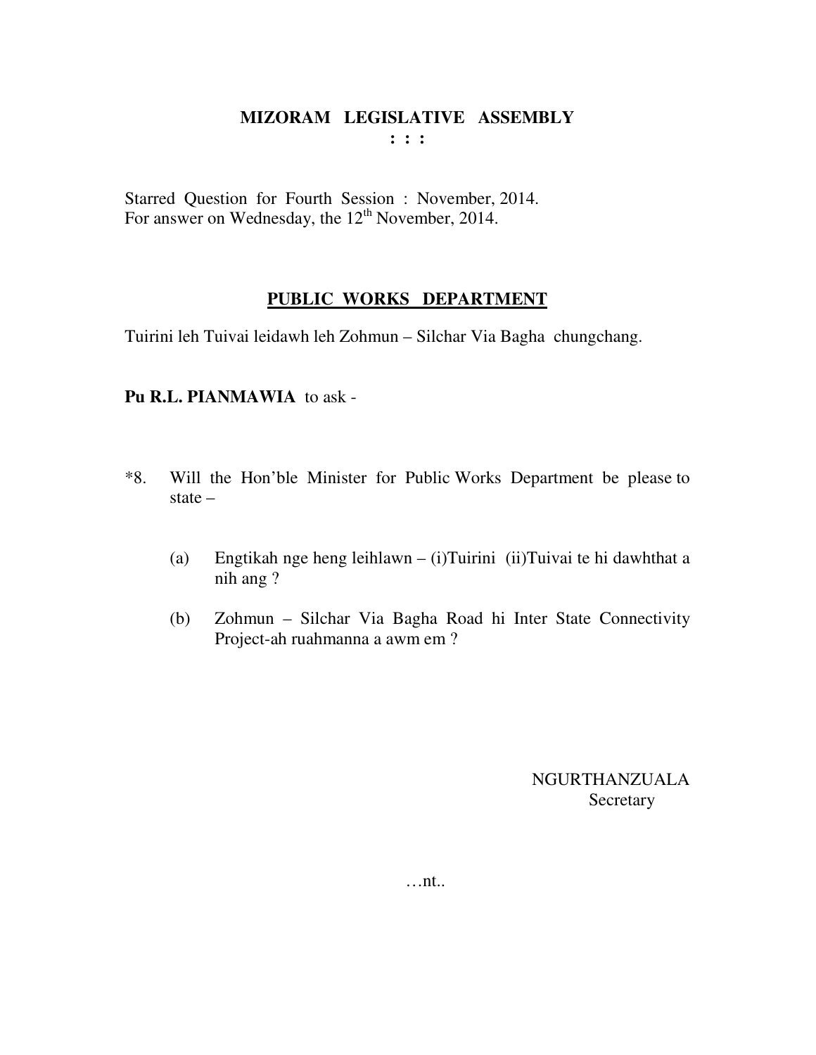# MIZORAM LEGISLATIVE ASSEMBLY

**: : :**

Starred Question for Fourth Session : November, 2014.
For answer on Wednesday, the 12th November, 2014.

## PUBLIC WORKS DEPARTMENT

Tuirini leh Tuivai leidawh leh Zohmun – Silchar Via Bagha chungchang.

**Pu R.L. PIANMAWIA** to ask -

*8. Will the Hon'ble Minister for Public Works Department be please to state –

(a) Engtikah nge heng leihlawn – (i)Tuirini (ii)Tuivai te hi dawhthat a nih ang ?

(b) Zohmun – Silchar Via Bagha Road hi Inter State Connectivity Project-ah ruahmanna a awm em ?

NGURTHANZUALA
Secretary

…nt..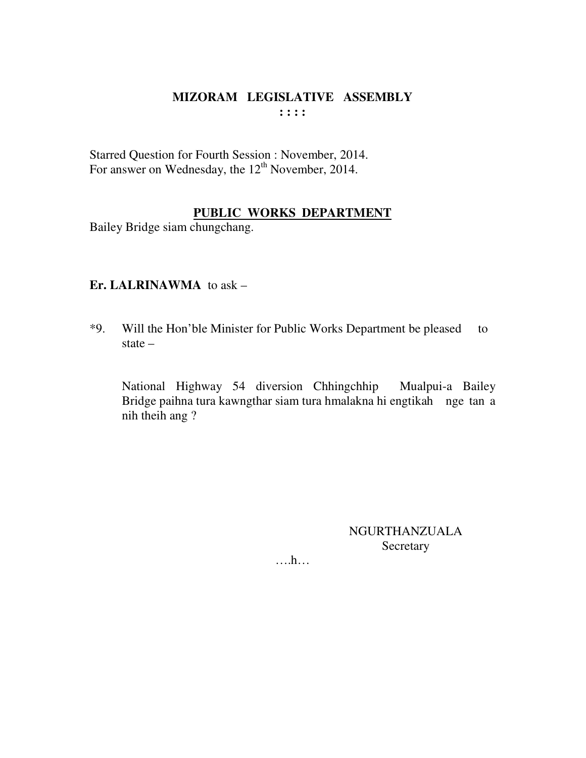# MIZORAM LEGISLATIVE ASSEMBLY

**: : : :**

Starred Question for Fourth Session : November, 2014.
For answer on Wednesday, the 12th November, 2014.

## PUBLIC WORKS DEPARTMENT

Bailey Bridge siam chungchang.

**Er. LALRINAWMA** to ask –

*9. Will the Hon'ble Minister for Public Works Department be pleased to state –

National Highway 54 diversion Chhingchhip Mualpui-a Bailey Bridge paihna tura kawngthar siam tura hmalakna hi engtikah nge tan a nih theih ang ?

NGURTHANZUALA
Secretary

….h…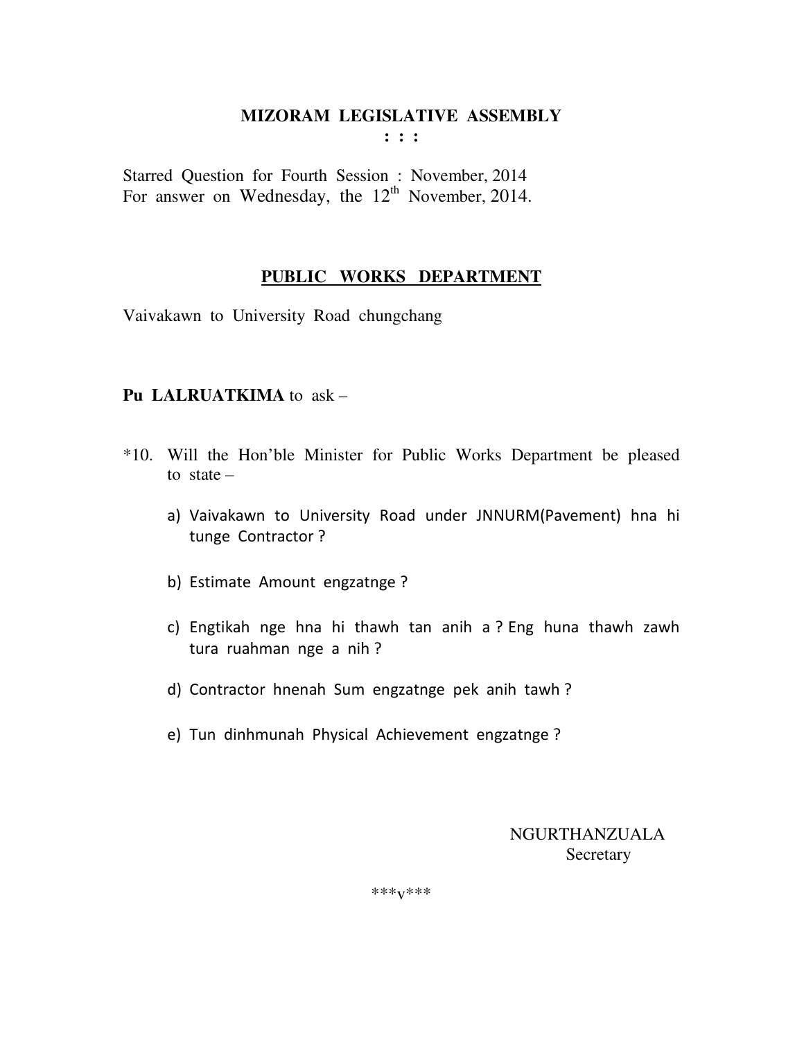**MIZORAM LEGISLATIVE ASSEMBLY**
**: : :**

Starred Question for Fourth Session : November, 2014
For answer on Wednesday, the 12th November, 2014.

## PUBLIC WORKS DEPARTMENT

Vaivakawn to University Road chungchang

**Pu LALRUATKIMA** to ask –

*10. Will the Hon'ble Minister for Public Works Department be pleased to state –

a) Vaivakawn to University Road under JNNURM(Pavement) hna hi tunge Contractor ?

b) Estimate Amount engzatnge ?

c) Engtikah nge hna hi thawh tan anih a ? Eng huna thawh zawh tura ruahman nge a nih ?

d) Contractor hnenah Sum engzatnge pek anih tawh ?

e) Tun dinhmunah Physical Achievement engzatnge ?

NGURTHANZUALA
Secretary

***v***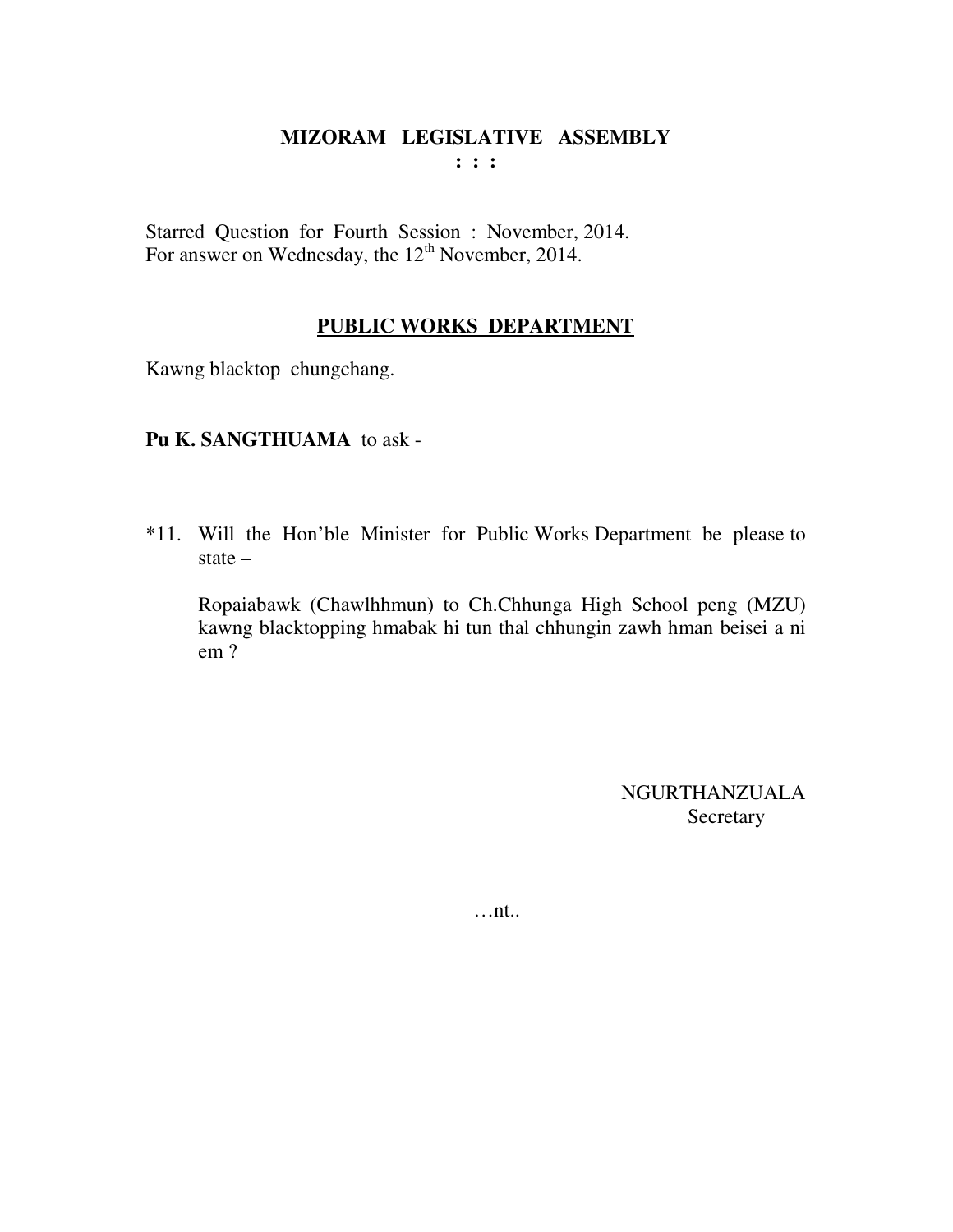# MIZORAM LEGISLATIVE ASSEMBLY

**: : :**

Starred Question for Fourth Session : November, 2014.
For answer on Wednesday, the 12th November, 2014.

## PUBLIC WORKS DEPARTMENT

Kawng blacktop chungchang.

**Pu K. SANGTHUAMA** to ask -

*11. Will the Hon'ble Minister for Public Works Department be please to state –

Ropaiabawk (Chawlhhmun) to Ch.Chhunga High School peng (MZU) kawng blacktopping hmabak hi tun thal chhungin zawh hman beisei a ni em ?

NGURTHANZUALA
Secretary

…nt..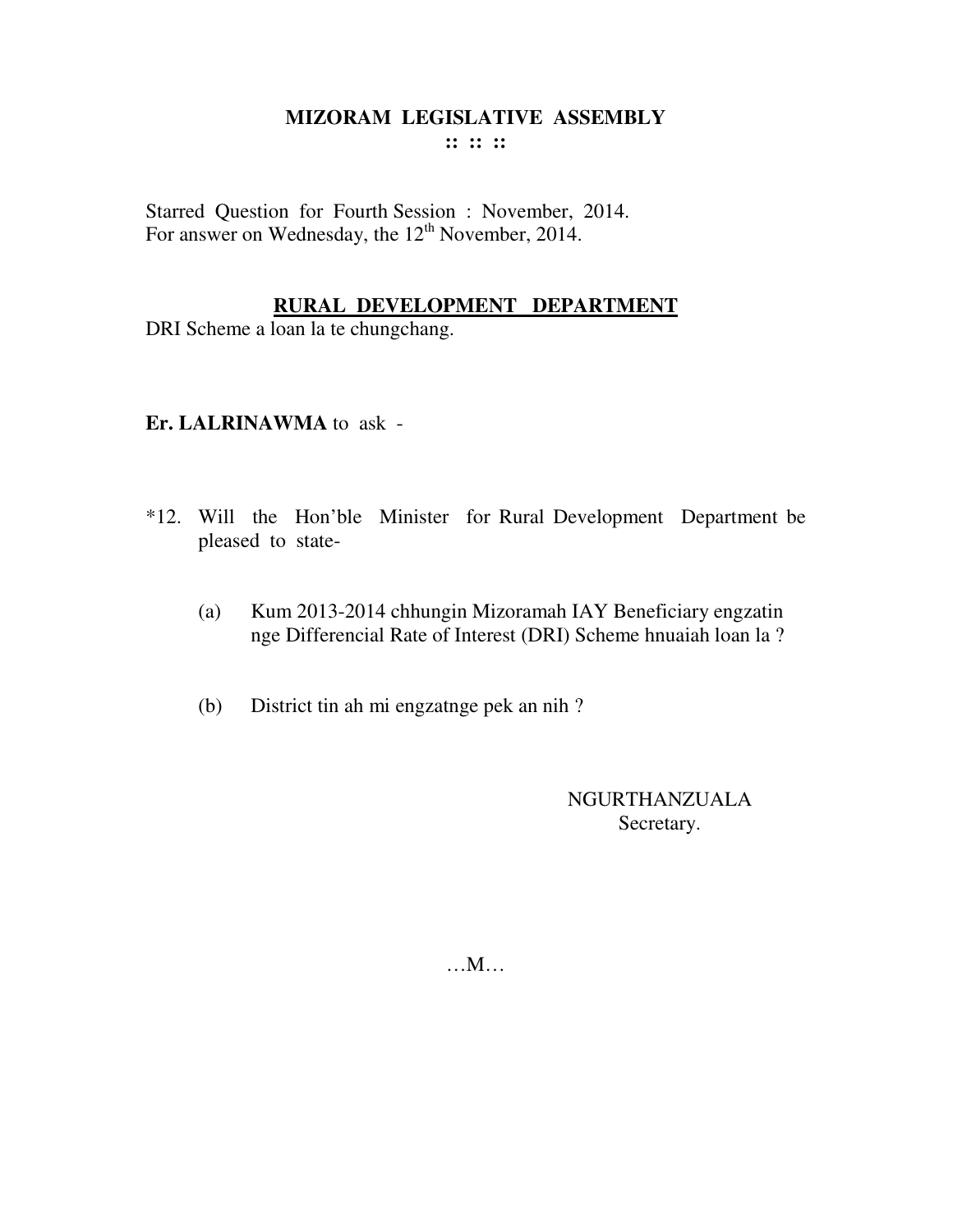# MIZORAM LEGISLATIVE ASSEMBLY

:: :: ::

Starred Question for Fourth Session : November, 2014.
For answer on Wednesday, the 12th November, 2014.

## RURAL DEVELOPMENT DEPARTMENT

DRI Scheme a loan la te chungchang.

**Er. LALRINAWMA** to ask -

*12. Will the Hon'ble Minister for Rural Development Department be pleased to state-

(a) Kum 2013-2014 chhungin Mizoramah IAY Beneficiary engzatin nge Differencial Rate of Interest (DRI) Scheme hnuaiah loan la ?

(b) District tin ah mi engzatnge pek an nih ?

NGURTHANZUALA
Secretary.

…M…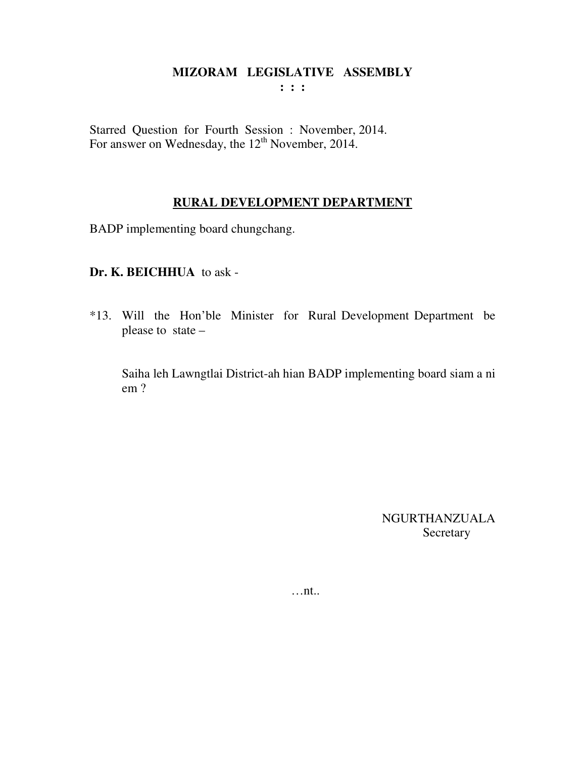# MIZORAM LEGISLATIVE ASSEMBLY

**: : :**

Starred Question for Fourth Session : November, 2014.
For answer on Wednesday, the 12th November, 2014.

## RURAL DEVELOPMENT DEPARTMENT

BADP implementing board chungchang.

**Dr. K. BEICHHUA** to ask -

*13. Will the Hon'ble Minister for Rural Development Department be please to state –

Saiha leh Lawngtlai District-ah hian BADP implementing board siam a ni em ?

NGURTHANZUALA
Secretary

…nt..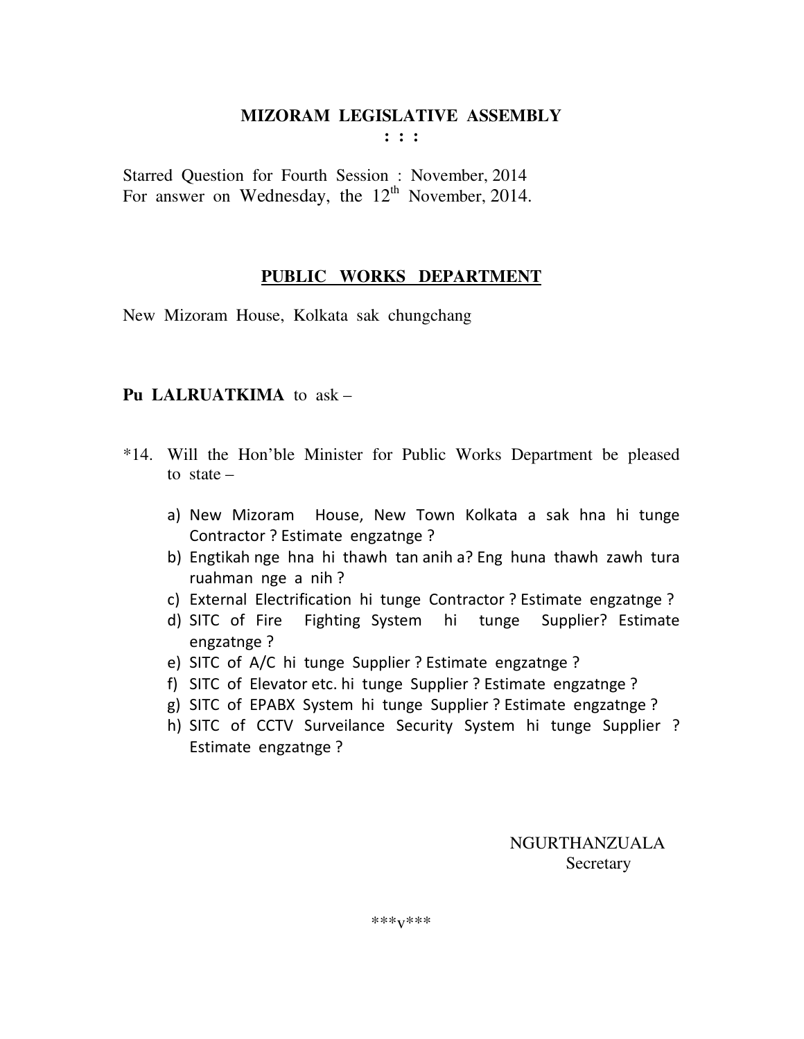# MIZORAM LEGISLATIVE ASSEMBLY

: : :

Starred Question for Fourth Session : November, 2014
For answer on Wednesday, the 12th November, 2014.

## PUBLIC WORKS DEPARTMENT

New Mizoram House, Kolkata sak chungchang

**Pu LALRUATKIMA** to ask –

*14. Will the Hon'ble Minister for Public Works Department be pleased to state –

a) New Mizoram House, New Town Kolkata a sak hna hi tunge Contractor ? Estimate engzatnge ?
b) Engtikah nge hna hi thawh tan anih a? Eng huna thawh zawh tura ruahman nge a nih ?
c) External Electrification hi tunge Contractor ? Estimate engzatnge ?
d) SITC of Fire Fighting System hi tunge Supplier? Estimate engzatnge ?
e) SITC of A/C hi tunge Supplier ? Estimate engzatnge ?
f) SITC of Elevator etc. hi tunge Supplier ? Estimate engzatnge ?
g) SITC of EPABX System hi tunge Supplier ? Estimate engzatnge ?
h) SITC of CCTV Surveilance Security System hi tunge Supplier ? Estimate engzatnge ?

NGURTHANZUALA
Secretary

***v***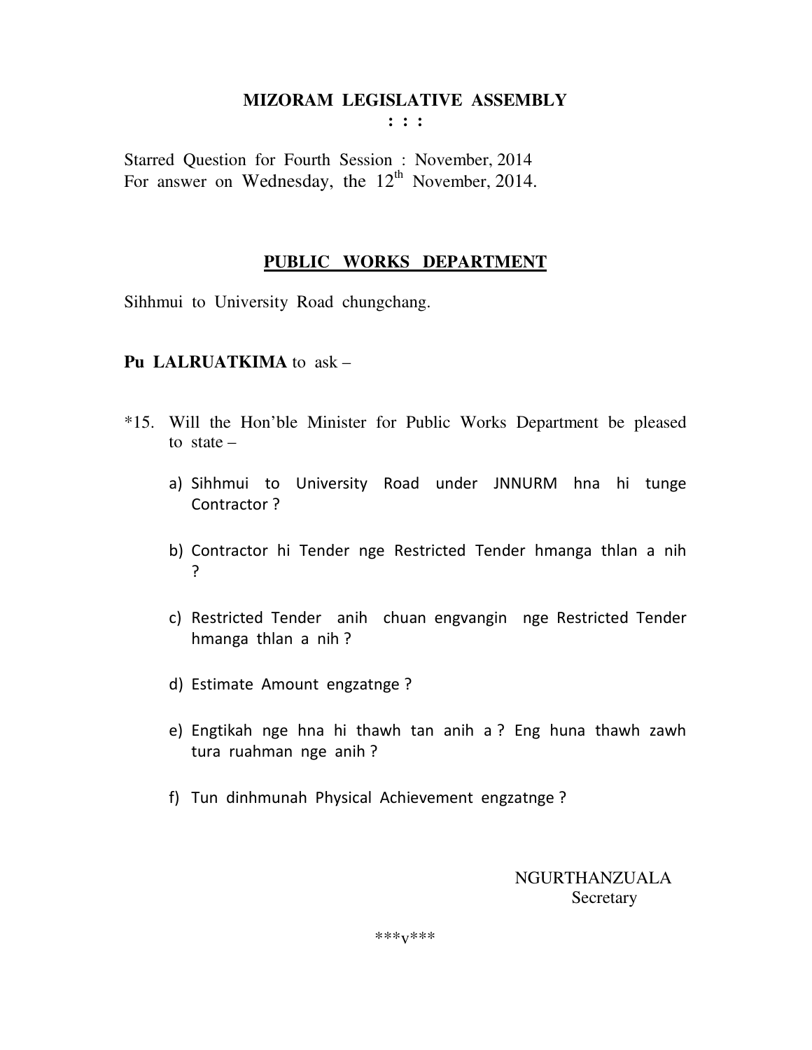# MIZORAM LEGISLATIVE ASSEMBLY

: : :

Starred Question for Fourth Session : November, 2014
For answer on Wednesday, the 12th November, 2014.

## PUBLIC WORKS DEPARTMENT

Sihhmui to University Road chungchang.

**Pu LALRUATKIMA** to ask –

*15. Will the Hon'ble Minister for Public Works Department be pleased to state –

a) Sihhmui to University Road under JNNURM hna hi tunge Contractor ?

b) Contractor hi Tender nge Restricted Tender hmanga thlan a nih ?

c) Restricted Tender anih chuan engvangin nge Restricted Tender hmanga thlan a nih ?

d) Estimate Amount engzatnge ?

e) Engtikah nge hna hi thawh tan anih a ? Eng huna thawh zawh tura ruahman nge anih ?

f) Tun dinhmunah Physical Achievement engzatnge ?

NGURTHANZUALA
Secretary

***v***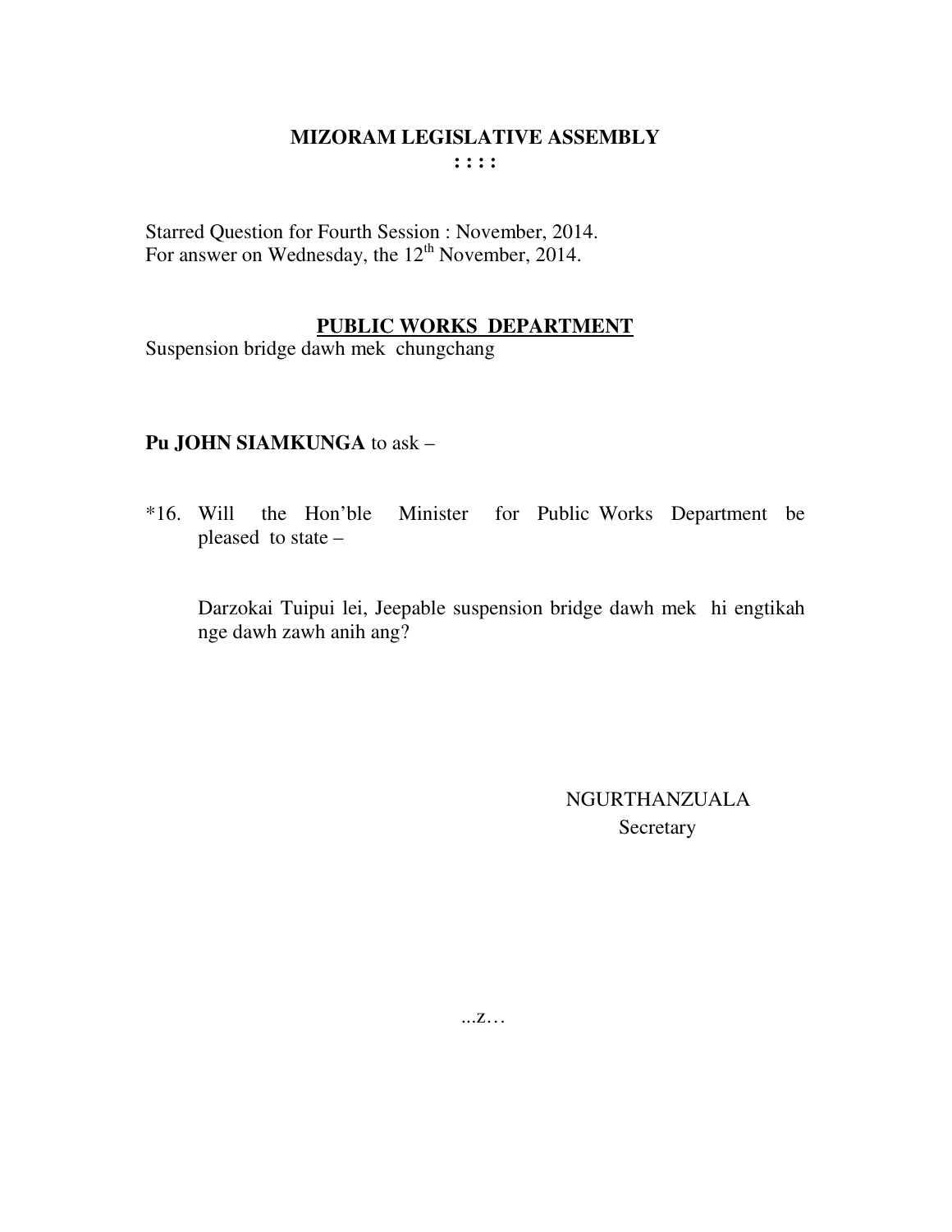# MIZORAM LEGISLATIVE ASSEMBLY

**: : : :**

Starred Question for Fourth Session : November, 2014.
For answer on Wednesday, the 12th November, 2014.

## PUBLIC WORKS DEPARTMENT

Suspension bridge dawh mek chungchang

**Pu JOHN SIAMKUNGA** to ask –

*16. Will the Hon'ble Minister for Public Works Department be pleased to state –

Darzokai Tuipui lei, Jeepable suspension bridge dawh mek hi engtikah nge dawh zawh anih ang?

NGURTHANZUALA
Secretary

...z…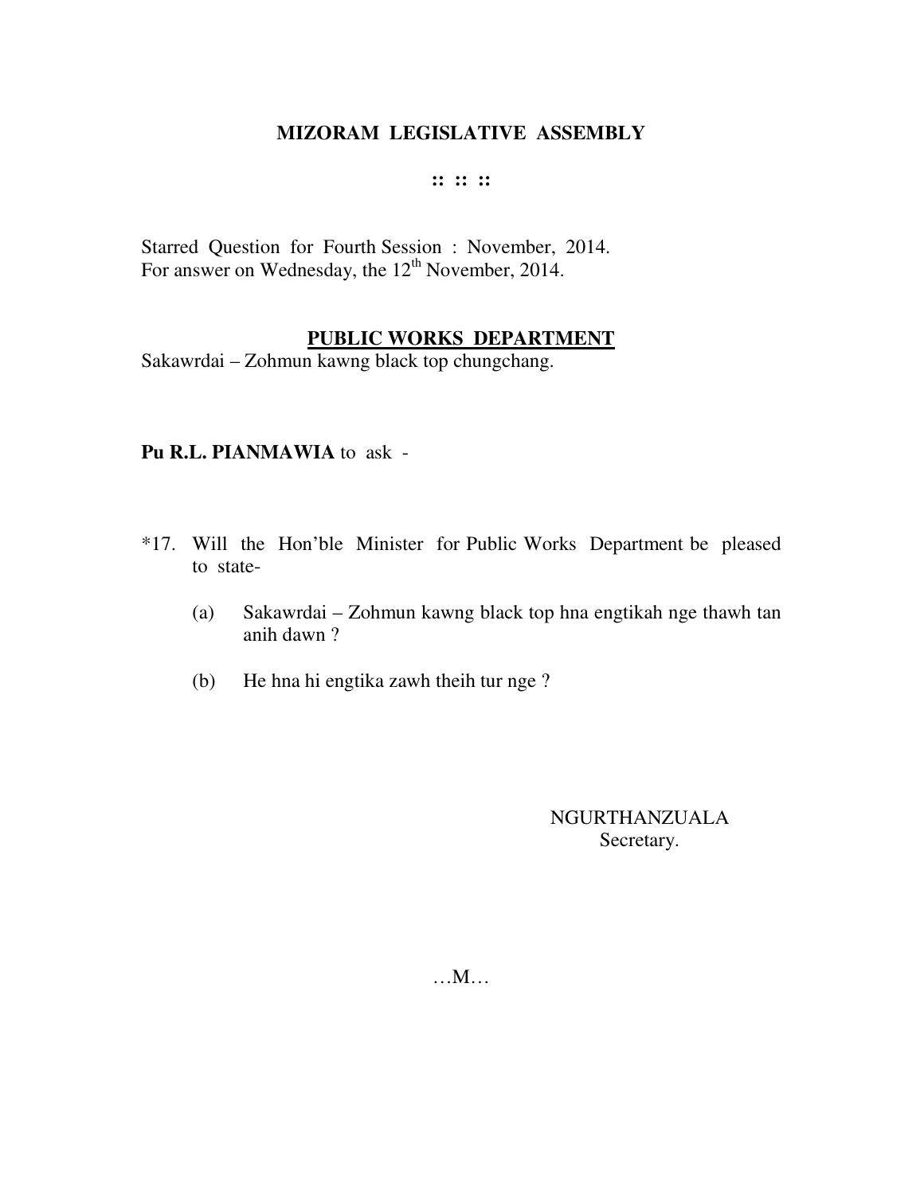# MIZORAM LEGISLATIVE ASSEMBLY

:: :: ::

Starred Question for Fourth Session : November, 2014.
For answer on Wednesday, the 12th November, 2014.

## PUBLIC WORKS DEPARTMENT

Sakawrdai – Zohmun kawng black top chungchang.

**Pu R.L. PIANMAWIA** to ask -

*17. Will the Hon'ble Minister for Public Works Department be pleased to state-

(a) Sakawrdai – Zohmun kawng black top hna engtikah nge thawh tan anih dawn ?

(b) He hna hi engtika zawh theih tur nge ?

NGURTHANZUALA
Secretary.

…M…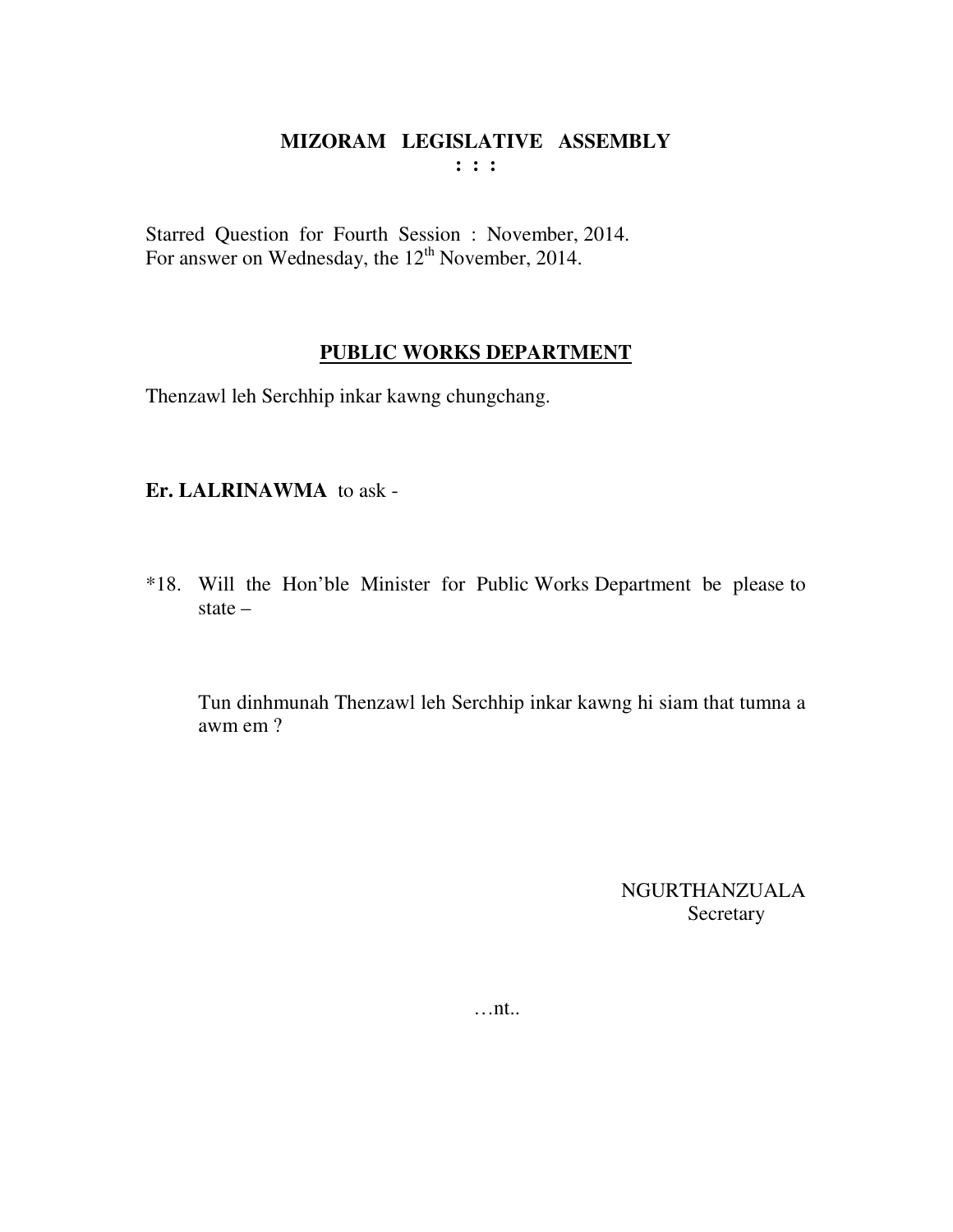# MIZORAM LEGISLATIVE ASSEMBLY

**: : :**

Starred Question for Fourth Session : November, 2014.
For answer on Wednesday, the 12th November, 2014.

## PUBLIC WORKS DEPARTMENT

Thenzawl leh Serchhip inkar kawng chungchang.

**Er. LALRINAWMA** to ask -

*18. Will the Hon'ble Minister for Public Works Department be please to state –

Tun dinhmunah Thenzawl leh Serchhip inkar kawng hi siam that tumna a awm em ?

NGURTHANZUALA
Secretary

…nt..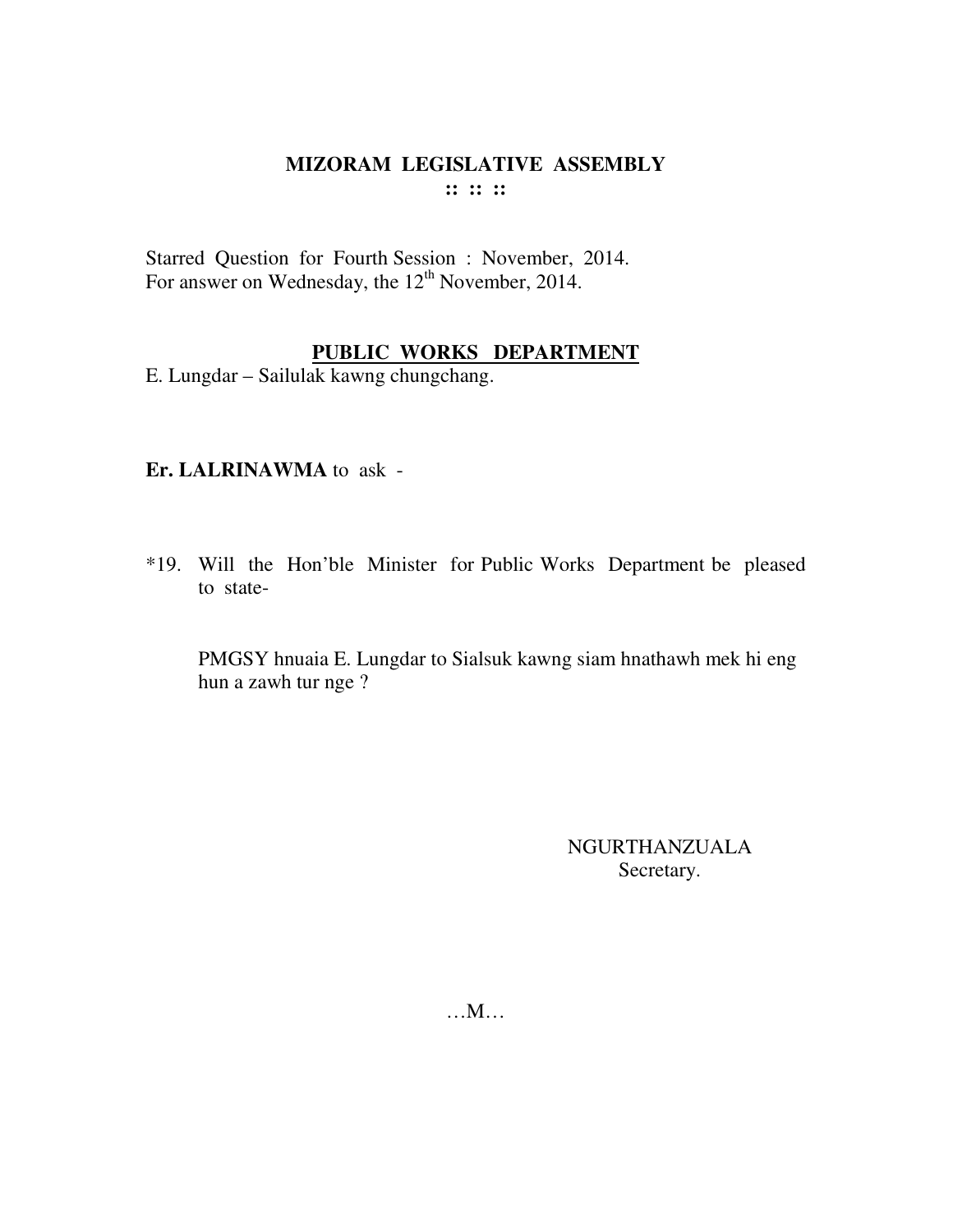# MIZORAM LEGISLATIVE ASSEMBLY

:: :: ::

Starred Question for Fourth Session : November, 2014.
For answer on Wednesday, the 12th November, 2014.

## PUBLIC WORKS DEPARTMENT

E. Lungdar – Sailulak kawng chungchang.

**Er. LALRINAWMA** to ask -

*19. Will the Hon'ble Minister for Public Works Department be pleased to state-

PMGSY hnuaia E. Lungdar to Sialsuk kawng siam hnathawh mek hi eng hun a zawh tur nge ?

NGURTHANZUALA
Secretary.

…M…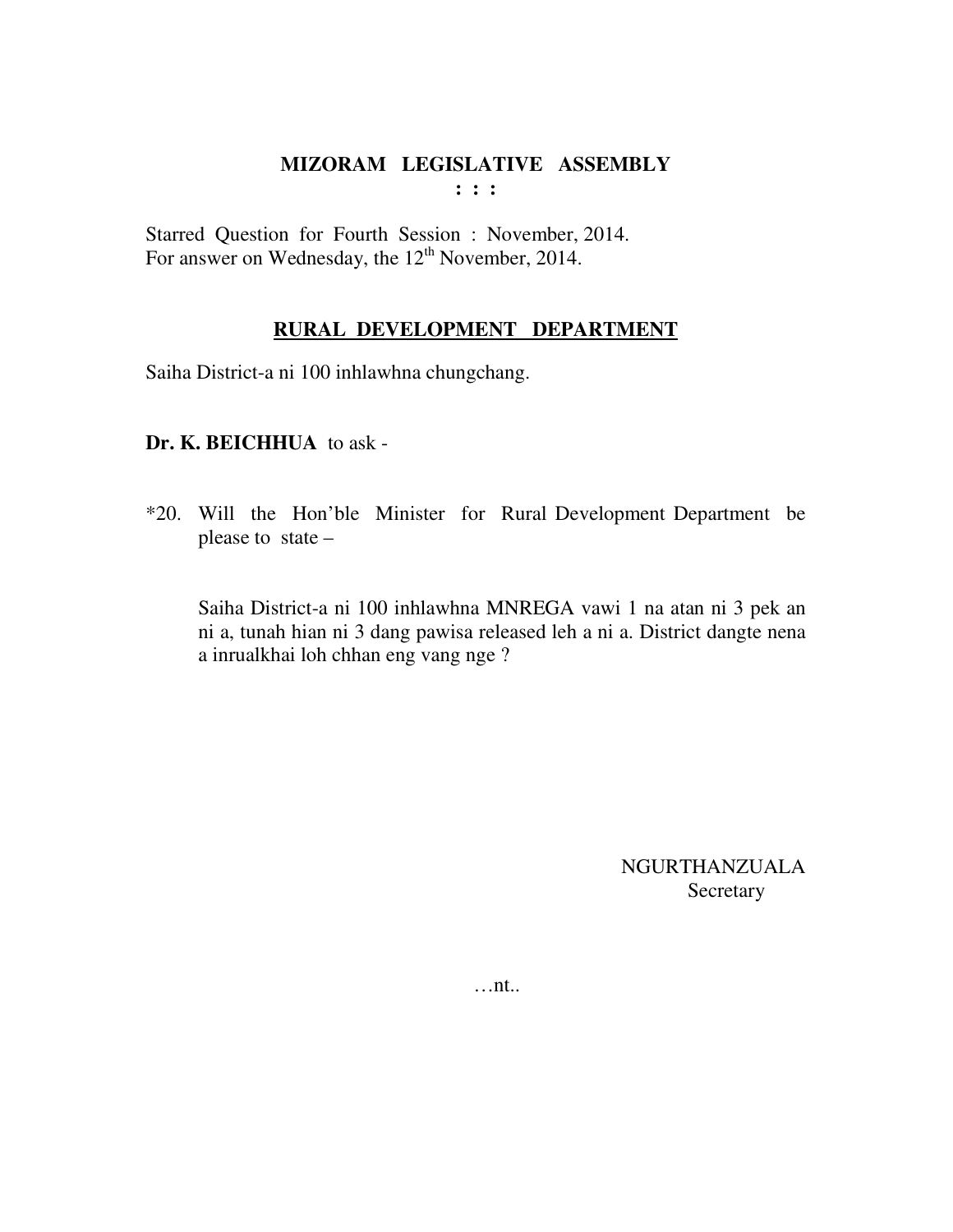# MIZORAM LEGISLATIVE ASSEMBLY

: : :

Starred Question for Fourth Session : November, 2014.
For answer on Wednesday, the 12th November, 2014.

## RURAL DEVELOPMENT DEPARTMENT

Saiha District-a ni 100 inhlawhna chungchang.

**Dr. K. BEICHHUA** to ask -

*20. Will the Hon'ble Minister for Rural Development Department be please to state –

Saiha District-a ni 100 inhlawhna MNREGA vawi 1 na atan ni 3 pek an ni a, tunah hian ni 3 dang pawisa released leh a ni a. District dangte nena a inrualkhai loh chhan eng vang nge ?

NGURTHANZUALA
Secretary

…nt..